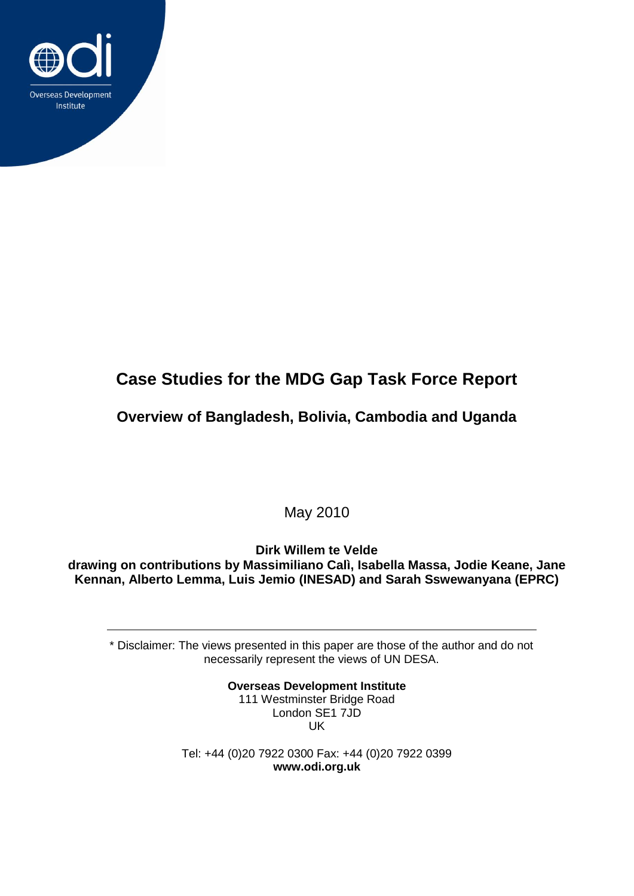Overseas Development Institute

# Case Studies for the MDG Gap Task Force Report

## Overview of Bangladesh, Bolivia, Cambodia and Uganda

May 2010

**Dirk Willem te Velde**
**drawing on contributions by Massimiliano Calì, Isabella Massa, Jodie Keane, Jane Kennan, Alberto Lemma, Luis Jemio (INESAD) and Sarah Sswewanyana (EPRC)**

---

* Disclaimer: The views presented in this paper are those of the author and do not necessarily represent the views of UN DESA.

**Overseas Development Institute**
111 Westminster Bridge Road
London SE1 7JD
UK

Tel: +44 (0)20 7922 0300 Fax: +44 (0)20 7922 0399
**www.odi.org.uk**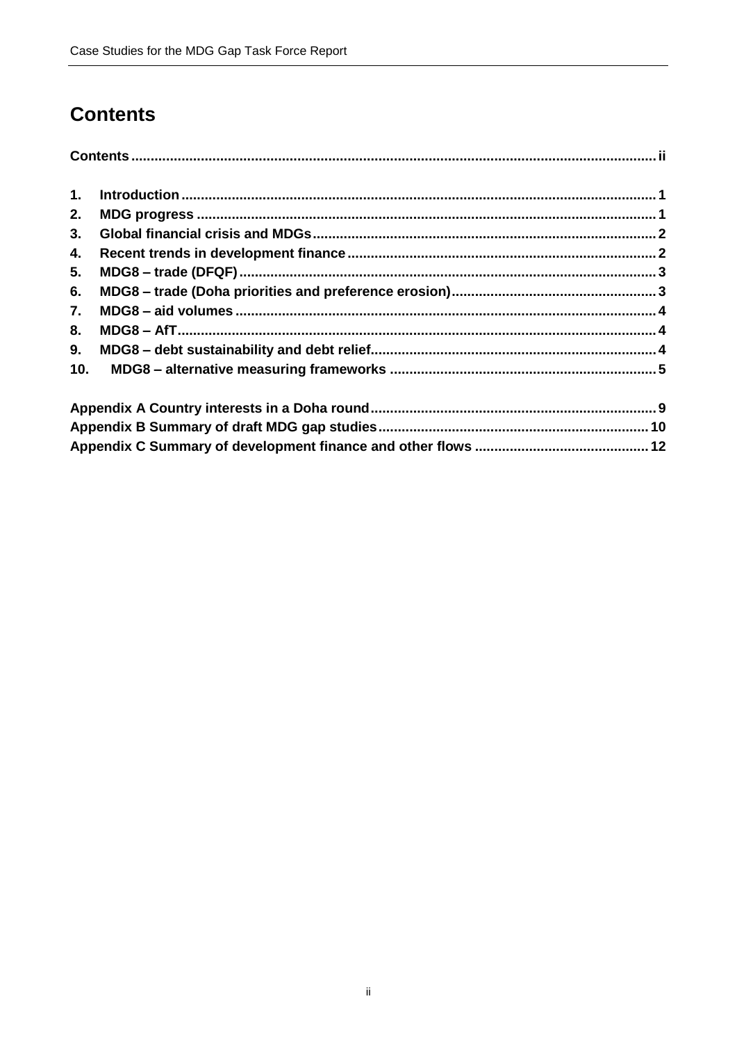# Contents

**Contents ........................................................................................................................ ii**

**1. Introduction ........................................................................................................................ 1**
**2. MDG progress ........................................................................................................................ 1**
**3. Global financial crisis and MDGs ........................................................................................................................ 2**
**4. Recent trends in development finance ........................................................................................................................ 2**
**5. MDG8 – trade (DFQF) ........................................................................................................................ 3**
**6. MDG8 – trade (Doha priorities and preference erosion) ........................................................................................................................ 3**
**7. MDG8 – aid volumes ........................................................................................................................ 4**
**8. MDG8 – AfT ........................................................................................................................ 4**
**9. MDG8 – debt sustainability and debt relief ........................................................................................................................ 4**
**10. MDG8 – alternative measuring frameworks ........................................................................................................................ 5**

**Appendix A Country interests in a Doha round ........................................................................................................................ 9**
**Appendix B Summary of draft MDG gap studies ........................................................................................................................ 10**
**Appendix C Summary of development finance and other flows ........................................................................................................................ 12**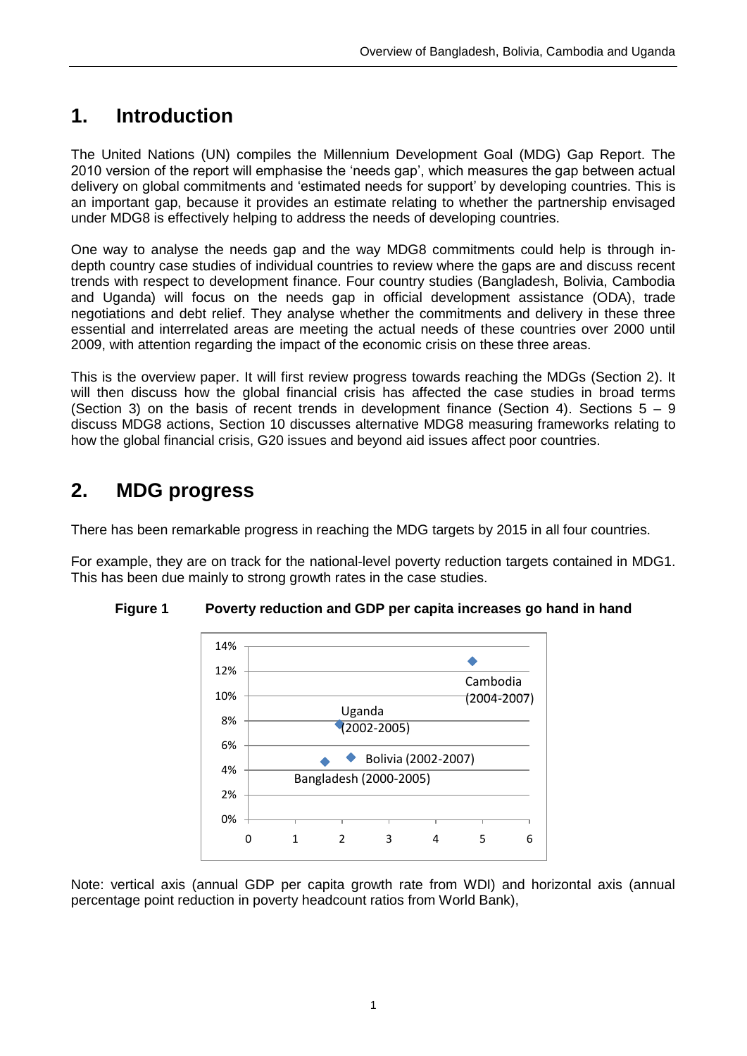# 1. Introduction

The United Nations (UN) compiles the Millennium Development Goal (MDG) Gap Report. The 2010 version of the report will emphasise the 'needs gap', which measures the gap between actual delivery on global commitments and 'estimated needs for support' by developing countries. This is an important gap, because it provides an estimate relating to whether the partnership envisaged under MDG8 is effectively helping to address the needs of developing countries.

One way to analyse the needs gap and the way MDG8 commitments could help is through in-depth country case studies of individual countries to review where the gaps are and discuss recent trends with respect to development finance. Four country studies (Bangladesh, Bolivia, Cambodia and Uganda) will focus on the needs gap in official development assistance (ODA), trade negotiations and debt relief. They analyse whether the commitments and delivery in these three essential and interrelated areas are meeting the actual needs of these countries over 2000 until 2009, with attention regarding the impact of the economic crisis on these three areas.

This is the overview paper. It will first review progress towards reaching the MDGs (Section 2). It will then discuss how the global financial crisis has affected the case studies in broad terms (Section 3) on the basis of recent trends in development finance (Section 4). Sections 5 – 9 discuss MDG8 actions, Section 10 discusses alternative MDG8 measuring frameworks relating to how the global financial crisis, G20 issues and beyond aid issues affect poor countries.

# 2. MDG progress

There has been remarkable progress in reaching the MDG targets by 2015 in all four countries.

For example, they are on track for the national-level poverty reduction targets contained in MDG1. This has been due mainly to strong growth rates in the case studies.

**Figure 1 Poverty reduction and GDP per capita increases go hand in hand**

Note: vertical axis (annual GDP per capita growth rate from WDI) and horizontal axis (annual percentage point reduction in poverty headcount ratios from World Bank),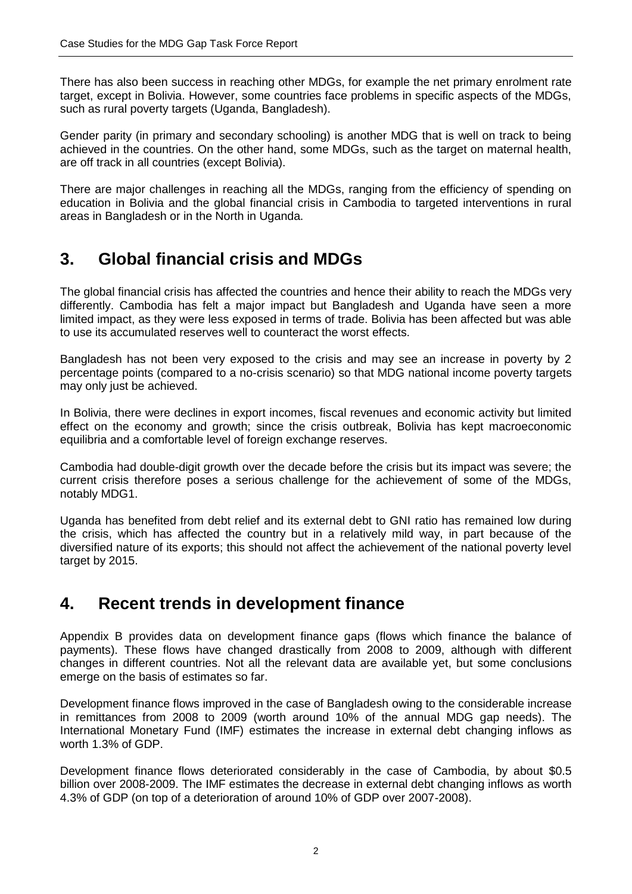There has also been success in reaching other MDGs, for example the net primary enrolment rate target, except in Bolivia. However, some countries face problems in specific aspects of the MDGs, such as rural poverty targets (Uganda, Bangladesh).

Gender parity (in primary and secondary schooling) is another MDG that is well on track to being achieved in the countries. On the other hand, some MDGs, such as the target on maternal health, are off track in all countries (except Bolivia).

There are major challenges in reaching all the MDGs, ranging from the efficiency of spending on education in Bolivia and the global financial crisis in Cambodia to targeted interventions in rural areas in Bangladesh or in the North in Uganda.

## 3. Global financial crisis and MDGs

The global financial crisis has affected the countries and hence their ability to reach the MDGs very differently. Cambodia has felt a major impact but Bangladesh and Uganda have seen a more limited impact, as they were less exposed in terms of trade. Bolivia has been affected but was able to use its accumulated reserves well to counteract the worst effects.

Bangladesh has not been very exposed to the crisis and may see an increase in poverty by 2 percentage points (compared to a no-crisis scenario) so that MDG national income poverty targets may only just be achieved.

In Bolivia, there were declines in export incomes, fiscal revenues and economic activity but limited effect on the economy and growth; since the crisis outbreak, Bolivia has kept macroeconomic equilibria and a comfortable level of foreign exchange reserves.

Cambodia had double-digit growth over the decade before the crisis but its impact was severe; the current crisis therefore poses a serious challenge for the achievement of some of the MDGs, notably MDG1.

Uganda has benefited from debt relief and its external debt to GNI ratio has remained low during the crisis, which has affected the country but in a relatively mild way, in part because of the diversified nature of its exports; this should not affect the achievement of the national poverty level target by 2015.

## 4. Recent trends in development finance

Appendix B provides data on development finance gaps (flows which finance the balance of payments). These flows have changed drastically from 2008 to 2009, although with different changes in different countries. Not all the relevant data are available yet, but some conclusions emerge on the basis of estimates so far.

Development finance flows improved in the case of Bangladesh owing to the considerable increase in remittances from 2008 to 2009 (worth around 10% of the annual MDG gap needs). The International Monetary Fund (IMF) estimates the increase in external debt changing inflows as worth 1.3% of GDP.

Development finance flows deteriorated considerably in the case of Cambodia, by about $0.5 billion over 2008-2009. The IMF estimates the decrease in external debt changing inflows as worth 4.3% of GDP (on top of a deterioration of around 10% of GDP over 2007-2008).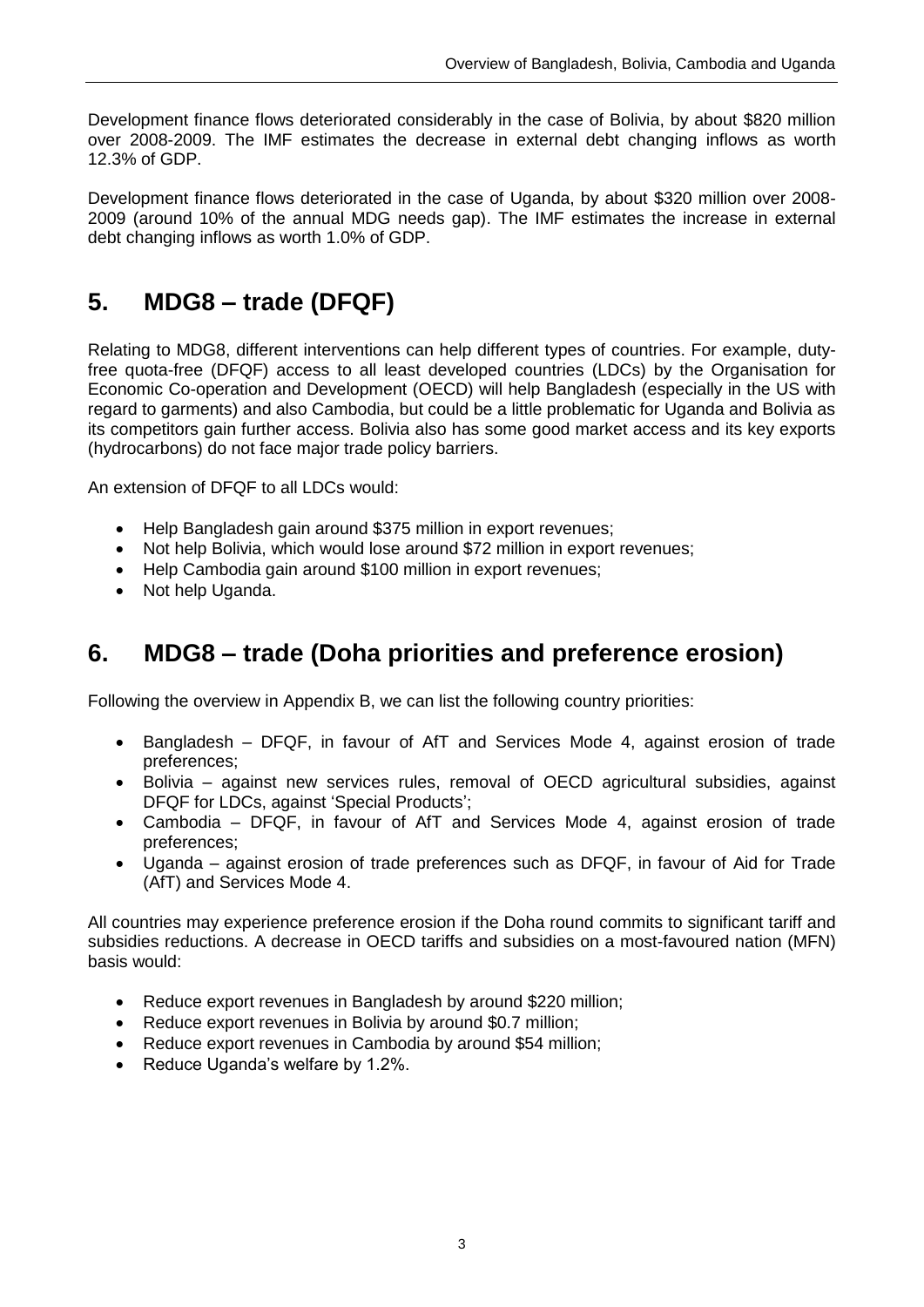Development finance flows deteriorated considerably in the case of Bolivia, by about $820 million over 2008-2009. The IMF estimates the decrease in external debt changing inflows as worth 12.3% of GDP.

Development finance flows deteriorated in the case of Uganda, by about $320 million over 2008-2009 (around 10% of the annual MDG needs gap). The IMF estimates the increase in external debt changing inflows as worth 1.0% of GDP.

## 5. MDG8 – trade (DFQF)

Relating to MDG8, different interventions can help different types of countries. For example, duty-free quota-free (DFQF) access to all least developed countries (LDCs) by the Organisation for Economic Co-operation and Development (OECD) will help Bangladesh (especially in the US with regard to garments) and also Cambodia, but could be a little problematic for Uganda and Bolivia as its competitors gain further access. Bolivia also has some good market access and its key exports (hydrocarbons) do not face major trade policy barriers.

An extension of DFQF to all LDCs would:

- Help Bangladesh gain around $375 million in export revenues;
- Not help Bolivia, which would lose around $72 million in export revenues;
- Help Cambodia gain around $100 million in export revenues;
- Not help Uganda.

## 6. MDG8 – trade (Doha priorities and preference erosion)

Following the overview in Appendix B, we can list the following country priorities:

- Bangladesh – DFQF, in favour of AfT and Services Mode 4, against erosion of trade preferences;
- Bolivia – against new services rules, removal of OECD agricultural subsidies, against DFQF for LDCs, against 'Special Products';
- Cambodia – DFQF, in favour of AfT and Services Mode 4, against erosion of trade preferences;
- Uganda – against erosion of trade preferences such as DFQF, in favour of Aid for Trade (AfT) and Services Mode 4.

All countries may experience preference erosion if the Doha round commits to significant tariff and subsidies reductions. A decrease in OECD tariffs and subsidies on a most-favoured nation (MFN) basis would:

- Reduce export revenues in Bangladesh by around $220 million;
- Reduce export revenues in Bolivia by around $0.7 million;
- Reduce export revenues in Cambodia by around $54 million;
- Reduce Uganda's welfare by 1.2%.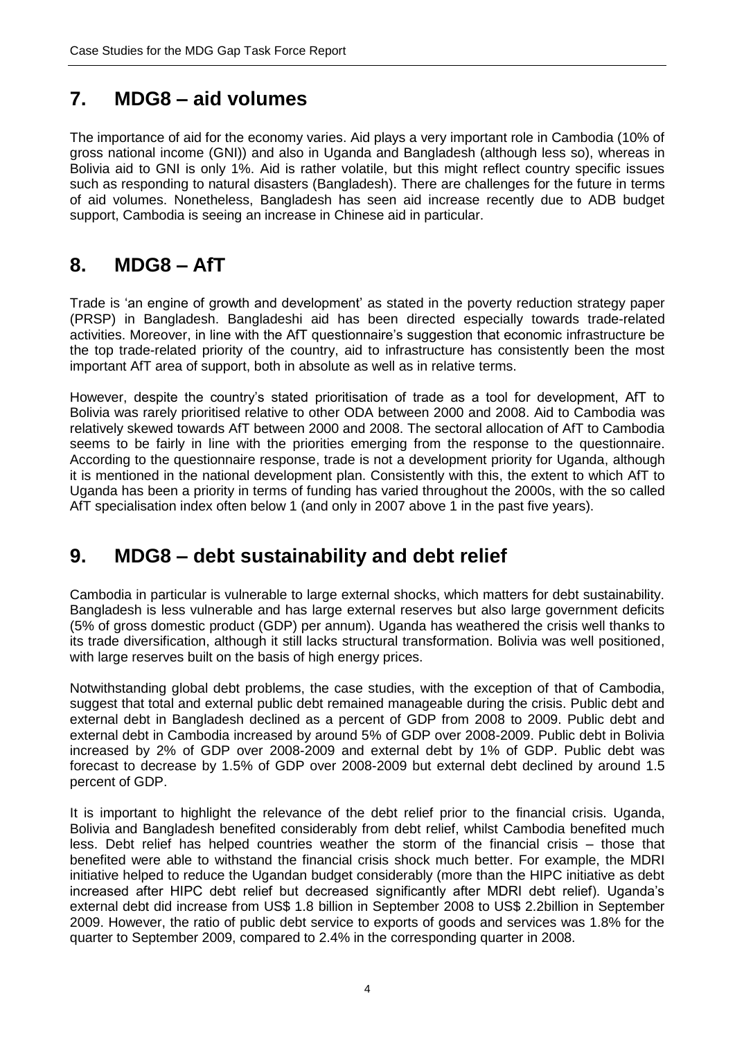## 7. MDG8 – aid volumes

The importance of aid for the economy varies. Aid plays a very important role in Cambodia (10% of gross national income (GNI)) and also in Uganda and Bangladesh (although less so), whereas in Bolivia aid to GNI is only 1%. Aid is rather volatile, but this might reflect country specific issues such as responding to natural disasters (Bangladesh). There are challenges for the future in terms of aid volumes. Nonetheless, Bangladesh has seen aid increase recently due to ADB budget support, Cambodia is seeing an increase in Chinese aid in particular.

## 8. MDG8 – AfT

Trade is 'an engine of growth and development' as stated in the poverty reduction strategy paper (PRSP) in Bangladesh. Bangladeshi aid has been directed especially towards trade-related activities. Moreover, in line with the AfT questionnaire's suggestion that economic infrastructure be the top trade-related priority of the country, aid to infrastructure has consistently been the most important AfT area of support, both in absolute as well as in relative terms.

However, despite the country's stated prioritisation of trade as a tool for development, AfT to Bolivia was rarely prioritised relative to other ODA between 2000 and 2008. Aid to Cambodia was relatively skewed towards AfT between 2000 and 2008. The sectoral allocation of AfT to Cambodia seems to be fairly in line with the priorities emerging from the response to the questionnaire. According to the questionnaire response, trade is not a development priority for Uganda, although it is mentioned in the national development plan. Consistently with this, the extent to which AfT to Uganda has been a priority in terms of funding has varied throughout the 2000s, with the so called AfT specialisation index often below 1 (and only in 2007 above 1 in the past five years).

## 9. MDG8 – debt sustainability and debt relief

Cambodia in particular is vulnerable to large external shocks, which matters for debt sustainability. Bangladesh is less vulnerable and has large external reserves but also large government deficits (5% of gross domestic product (GDP) per annum). Uganda has weathered the crisis well thanks to its trade diversification, although it still lacks structural transformation. Bolivia was well positioned, with large reserves built on the basis of high energy prices.

Notwithstanding global debt problems, the case studies, with the exception of that of Cambodia, suggest that total and external public debt remained manageable during the crisis. Public debt and external debt in Bangladesh declined as a percent of GDP from 2008 to 2009. Public debt and external debt in Cambodia increased by around 5% of GDP over 2008-2009. Public debt in Bolivia increased by 2% of GDP over 2008-2009 and external debt by 1% of GDP. Public debt was forecast to decrease by 1.5% of GDP over 2008-2009 but external debt declined by around 1.5 percent of GDP.

It is important to highlight the relevance of the debt relief prior to the financial crisis. Uganda, Bolivia and Bangladesh benefited considerably from debt relief, whilst Cambodia benefited much less. Debt relief has helped countries weather the storm of the financial crisis – those that benefited were able to withstand the financial crisis shock much better. For example, the MDRI initiative helped to reduce the Ugandan budget considerably (more than the HIPC initiative as debt increased after HIPC debt relief but decreased significantly after MDRI debt relief). Uganda's external debt did increase from US$ 1.8 billion in September 2008 to US$ 2.2billion in September 2009. However, the ratio of public debt service to exports of goods and services was 1.8% for the quarter to September 2009, compared to 2.4% in the corresponding quarter in 2008.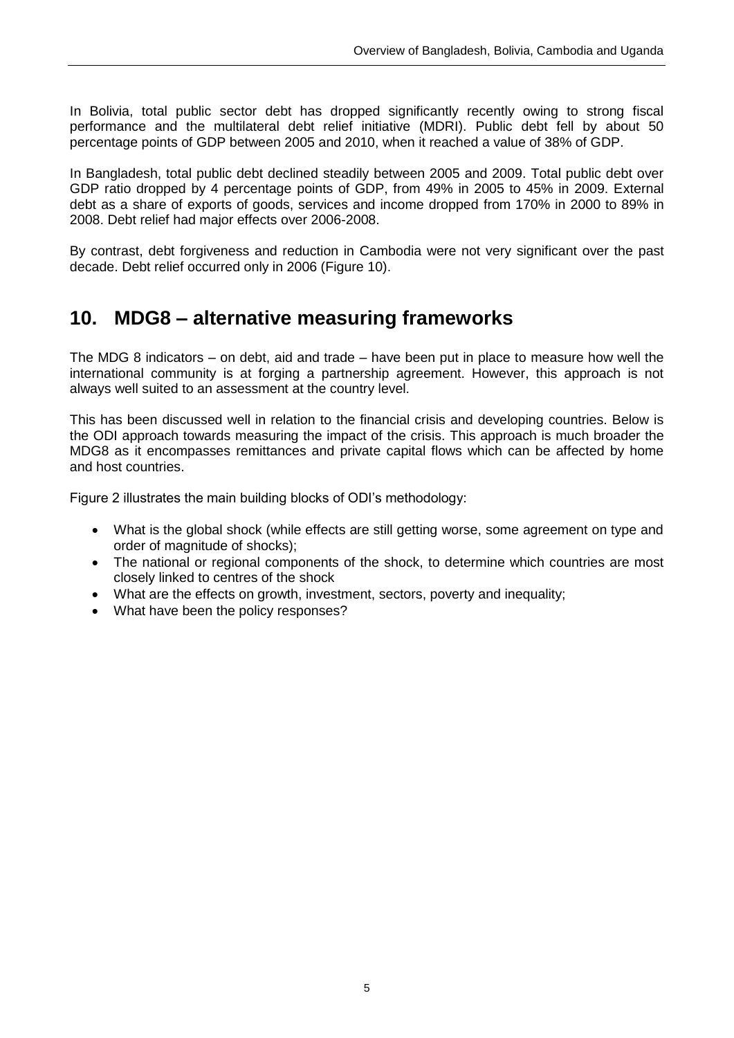In Bolivia, total public sector debt has dropped significantly recently owing to strong fiscal performance and the multilateral debt relief initiative (MDRI). Public debt fell by about 50 percentage points of GDP between 2005 and 2010, when it reached a value of 38% of GDP.

In Bangladesh, total public debt declined steadily between 2005 and 2009. Total public debt over GDP ratio dropped by 4 percentage points of GDP, from 49% in 2005 to 45% in 2009. External debt as a share of exports of goods, services and income dropped from 170% in 2000 to 89% in 2008. Debt relief had major effects over 2006-2008.

By contrast, debt forgiveness and reduction in Cambodia were not very significant over the past decade. Debt relief occurred only in 2006 (Figure 10).

## 10. MDG8 – alternative measuring frameworks

The MDG 8 indicators – on debt, aid and trade – have been put in place to measure how well the international community is at forging a partnership agreement. However, this approach is not always well suited to an assessment at the country level.

This has been discussed well in relation to the financial crisis and developing countries. Below is the ODI approach towards measuring the impact of the crisis. This approach is much broader the MDG8 as it encompasses remittances and private capital flows which can be affected by home and host countries.

Figure 2 illustrates the main building blocks of ODI's methodology:

- What is the global shock (while effects are still getting worse, some agreement on type and order of magnitude of shocks);
- The national or regional components of the shock, to determine which countries are most closely linked to centres of the shock
- What are the effects on growth, investment, sectors, poverty and inequality;
- What have been the policy responses?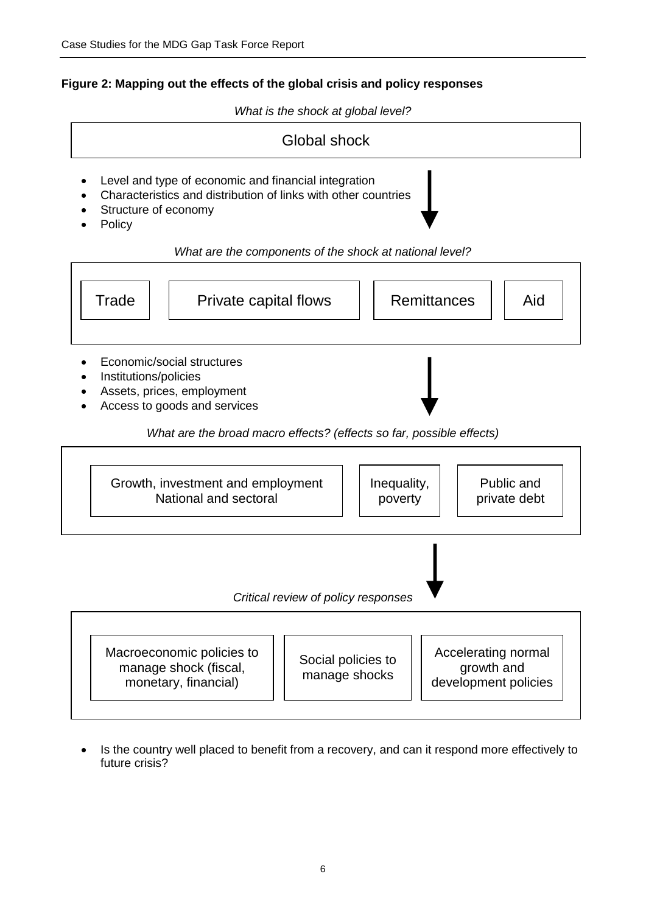**Figure 2: Mapping out the effects of the global crisis and policy responses**

*What is the shock at global level?*

Global shock

- Level and type of economic and financial integration
- Characteristics and distribution of links with other countries
- Structure of economy
- Policy

*What are the components of the shock at national level?*

Trade | Private capital flows | Remittances | Aid

- Economic/social structures
- Institutions/policies
- Assets, prices, employment
- Access to goods and services

*What are the broad macro effects? (effects so far, possible effects)*

Growth, investment and employment National and sectoral | Inequality, poverty | Public and private debt

*Critical review of policy responses*

Macroeconomic policies to manage shock (fiscal, monetary, financial) | Social policies to manage shocks | Accelerating normal growth and development policies

- Is the country well placed to benefit from a recovery, and can it respond more effectively to future crisis?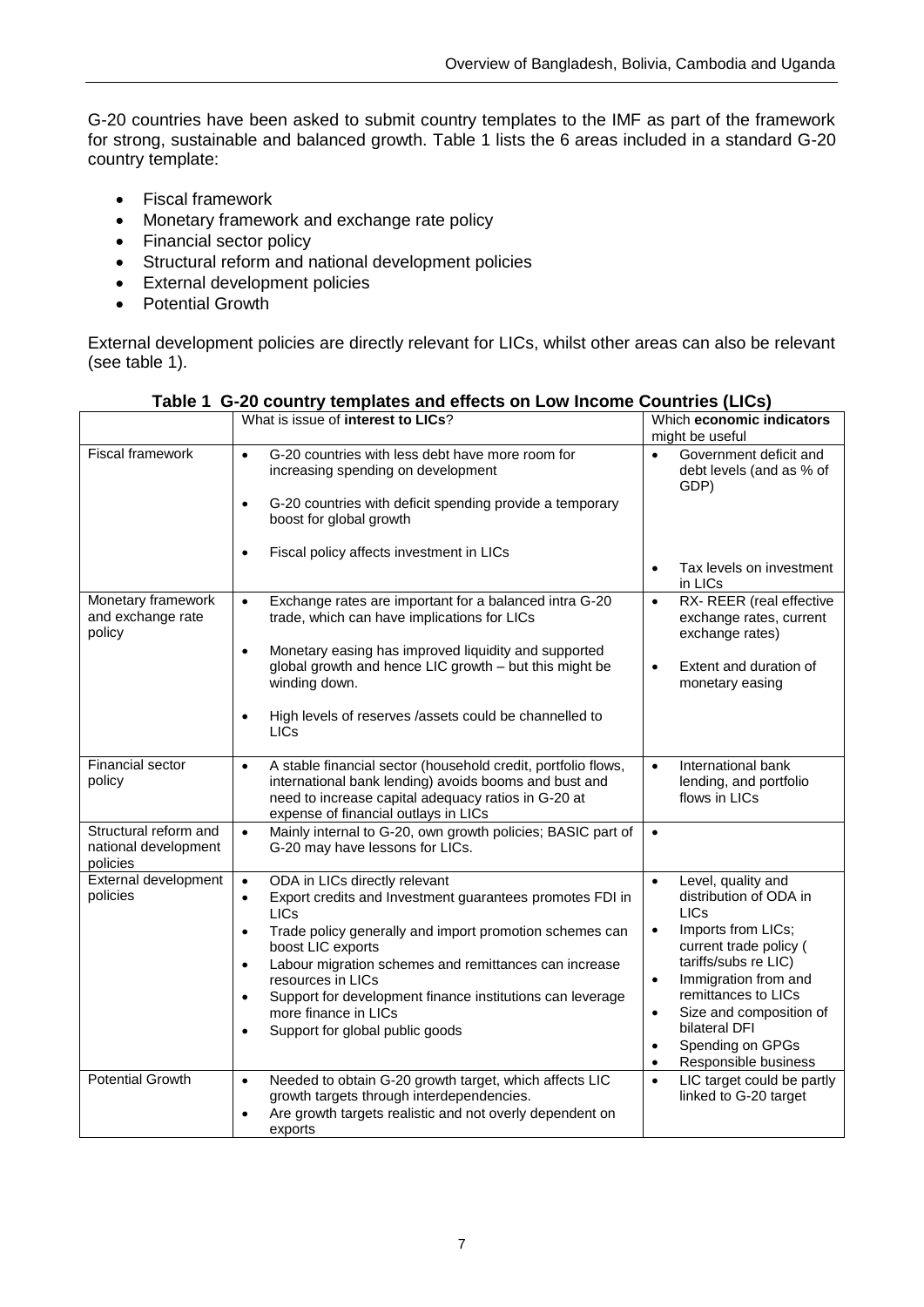G-20 countries have been asked to submit country templates to the IMF as part of the framework for strong, sustainable and balanced growth. Table 1 lists the 6 areas included in a standard G-20 country template:

- Fiscal framework
- Monetary framework and exchange rate policy
- Financial sector policy
- Structural reform and national development policies
- External development policies
- Potential Growth

External development policies are directly relevant for LICs, whilst other areas can also be relevant (see table 1).

**Table 1 G-20 country templates and effects on Low Income Countries (LICs)**

| | What is issue of **interest to LICs**? | Which **economic indicators** might be useful |
|---|---|---|
| Fiscal framework | • G-20 countries with less debt have more room for increasing spending on development<br>• G-20 countries with deficit spending provide a temporary boost for global growth<br>• Fiscal policy affects investment in LICs | • Government deficit and debt levels (and as % of GDP)<br>• Tax levels on investment in LICs |
| Monetary framework and exchange rate policy | • Exchange rates are important for a balanced intra G-20 trade, which can have implications for LICs<br>• Monetary easing has improved liquidity and supported global growth and hence LIC growth – but this might be winding down.<br>• High levels of reserves /assets could be channelled to LICs | • RX- REER (real effective exchange rates, current exchange rates)<br>• Extent and duration of monetary easing |
| Financial sector policy | • A stable financial sector (household credit, portfolio flows, international bank lending) avoids booms and bust and need to increase capital adequacy ratios in G-20 at expense of financial outlays in LICs | • International bank lending, and portfolio flows in LICs |
| Structural reform and national development policies | • Mainly internal to G-20, own growth policies; BASIC part of G-20 may have lessons for LICs. | • |
| External development policies | • ODA in LICs directly relevant<br>• Export credits and Investment guarantees promotes FDI in LICs<br>• Trade policy generally and import promotion schemes can boost LIC exports<br>• Labour migration schemes and remittances can increase resources in LICs<br>• Support for development finance institutions can leverage more finance in LICs<br>• Support for global public goods | • Level, quality and distribution of ODA in LICs<br>• Imports from LICs; current trade policy ( tariffs/subs re LIC)<br>• Immigration from and remittances to LICs<br>• Size and composition of bilateral DFI<br>• Spending on GPGs<br>• Responsible business |
| Potential Growth | • Needed to obtain G-20 growth target, which affects LIC growth targets through interdependencies.<br>• Are growth targets realistic and not overly dependent on exports | • LIC target could be partly linked to G-20 target |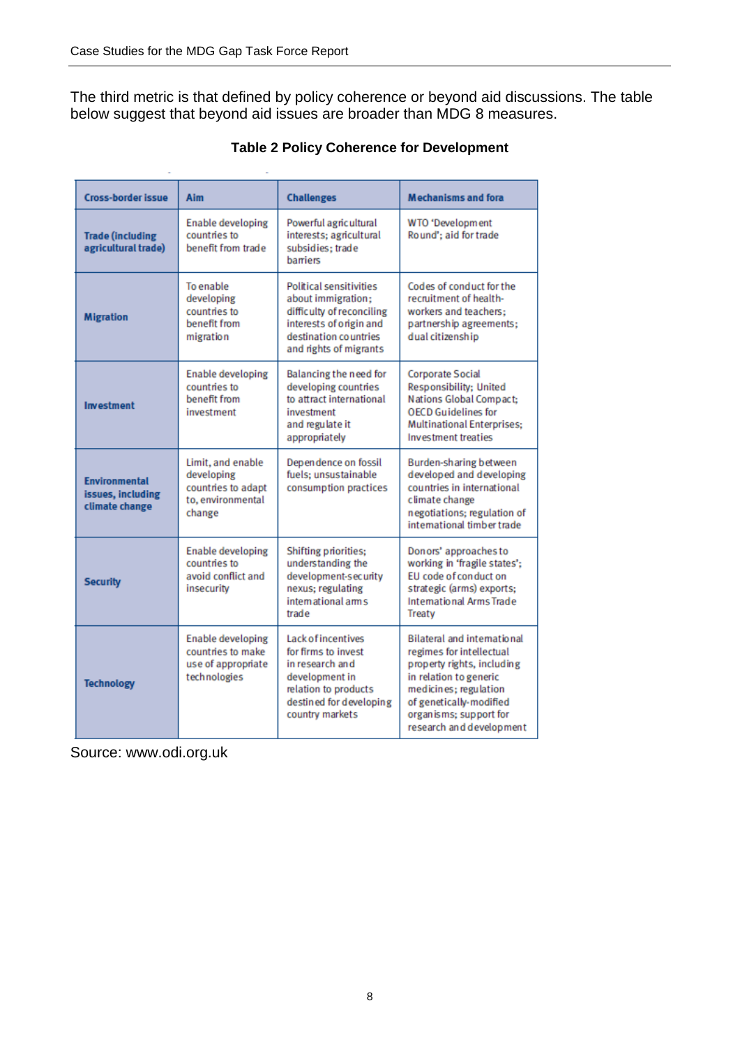The third metric is that defined by policy coherence or beyond aid discussions. The table below suggest that beyond aid issues are broader than MDG 8 measures.

**Table 2 Policy Coherence for Development**

| Cross-border issue | Aim | Challenges | Mechanisms and fora |
|---|---|---|---|
| **Trade (including agricultural trade)** | Enable developing countries to benefit from trade | Powerful agricultural interests; agricultural subsidies; trade barriers | WTO 'Development Round'; aid for trade |
| **Migration** | To enable developing countries to benefit from migration | Political sensitivities about immigration; difficulty of reconciling interests of origin and destination countries and rights of migrants | Codes of conduct for the recruitment of health-workers and teachers; partnership agreements; dual citizenship |
| **Investment** | Enable developing countries to benefit from investment | Balancing the need for developing countries to attract international investment and regulate it appropriately | Corporate Social Responsibility; United Nations Global Compact; OECD Guidelines for Multinational Enterprises; Investment treaties |
| **Environmental issues, including climate change** | Limit, and enable developing countries to adapt to, environmental change | Dependence on fossil fuels; unsustainable consumption practices | Burden-sharing between developed and developing countries in international climate change negotiations; regulation of international timber trade |
| **Security** | Enable developing countries to avoid conflict and insecurity | Shifting priorities; understanding the development-security nexus; regulating international arms trade | Donors' approaches to working in 'fragile states'; EU code of conduct on strategic (arms) exports; International Arms Trade Treaty |
| **Technology** | Enable developing countries to make use of appropriate technologies | Lack of incentives for firms to invest in research and development in relation to products destined for developing country markets | Bilateral and international regimes for intellectual property rights, including in relation to generic medicines; regulation of genetically-modified organisms; support for research and development |

Source: www.odi.org.uk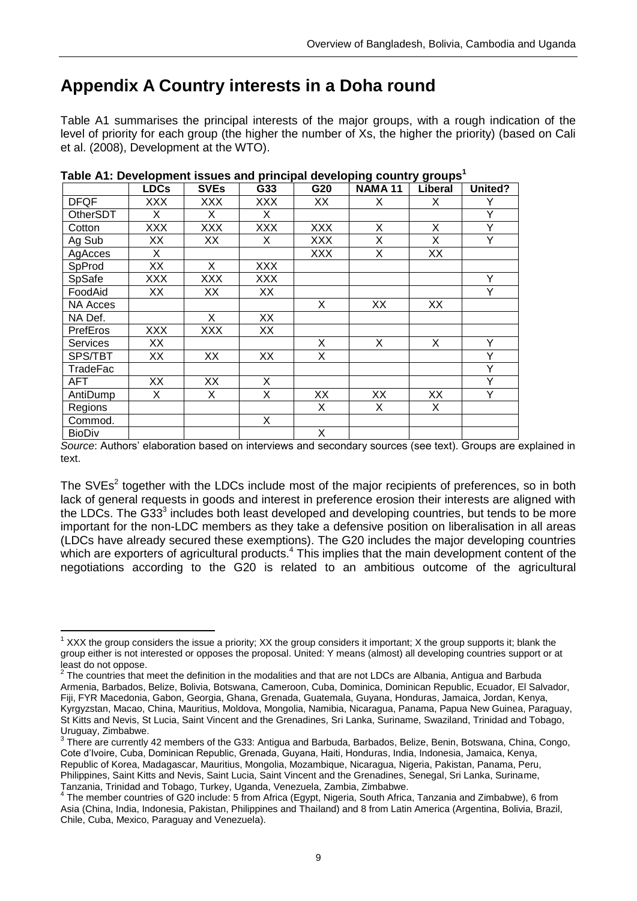# Appendix A Country interests in a Doha round

Table A1 summarises the principal interests of the major groups, with a rough indication of the level of priority for each group (the higher the number of Xs, the higher the priority) (based on Cali et al. (2008), Development at the WTO).

**Table A1: Development issues and principal developing country groups[1]**

| | LDCs | SVEs | G33 | G20 | NAMA 11 | Liberal | United? |
|---|---|---|---|---|---|---|---|
| DFQF | XXX | XXX | XXX | XX | X | X | Y |
| OtherSDT | X | X | X | | | | Y |
| Cotton | XXX | XXX | XXX | XXX | X | X | Y |
| Ag Sub | XX | XX | X | XXX | X | X | Y |
| AgAcces | X | | | XXX | X | XX | |
| SpProd | XX | X | XXX | | | | |
| SpSafe | XXX | XXX | XXX | | | | Y |
| FoodAid | XX | XX | XX | | | | Y |
| NA Acces | | | | X | XX | XX | |
| NA Def. | | X | XX | | | | |
| PrefEros | XXX | XXX | XX | | | | |
| Services | XX | | | X | X | X | Y |
| SPS/TBT | XX | XX | XX | X | | | Y |
| TradeFac | | | | | | | Y |
| AFT | XX | XX | X | | | | Y |
| AntiDump | X | X | X | XX | XX | XX | Y |
| Regions | | | | X | X | X | |
| Commod. | | | X | | | | |
| BioDiv | | | | X | | | |

*Source*: Authors' elaboration based on interviews and secondary sources (see text). Groups are explained in text.

The SVEs[2] together with the LDCs include most of the major recipients of preferences, so in both lack of general requests in goods and interest in preference erosion their interests are aligned with the LDCs. The G33[3] includes both least developed and developing countries, but tends to be more important for the non-LDC members as they take a defensive position on liberalisation in all areas (LDCs have already secured these exemptions). The G20 includes the major developing countries which are exporters of agricultural products.[4] This implies that the main development content of the negotiations according to the G20 is related to an ambitious outcome of the agricultural

[1] XXX the group considers the issue a priority; XX the group considers it important; X the group supports it; blank the group either is not interested or opposes the proposal. United: Y means (almost) all developing countries support or at least do not oppose.

[2] The countries that meet the definition in the modalities and that are not LDCs are Albania, Antigua and Barbuda Armenia, Barbados, Belize, Bolivia, Botswana, Cameroon, Cuba, Dominica, Dominican Republic, Ecuador, El Salvador, Fiji, FYR Macedonia, Gabon, Georgia, Ghana, Grenada, Guatemala, Guyana, Honduras, Jamaica, Jordan, Kenya, Kyrgyzstan, Macao, China, Mauritius, Moldova, Mongolia, Namibia, Nicaragua, Panama, Papua New Guinea, Paraguay, St Kitts and Nevis, St Lucia, Saint Vincent and the Grenadines, Sri Lanka, Suriname, Swaziland, Trinidad and Tobago, Uruguay, Zimbabwe.

[3] There are currently 42 members of the G33: Antigua and Barbuda, Barbados, Belize, Benin, Botswana, China, Congo, Cote d'Ivoire, Cuba, Dominican Republic, Grenada, Guyana, Haiti, Honduras, India, Indonesia, Jamaica, Kenya, Republic of Korea, Madagascar, Mauritius, Mongolia, Mozambique, Nicaragua, Nigeria, Pakistan, Panama, Peru, Philippines, Saint Kitts and Nevis, Saint Lucia, Saint Vincent and the Grenadines, Senegal, Sri Lanka, Suriname, Tanzania, Trinidad and Tobago, Turkey, Uganda, Venezuela, Zambia, Zimbabwe.

[4] The member countries of G20 include: 5 from Africa (Egypt, Nigeria, South Africa, Tanzania and Zimbabwe), 6 from Asia (China, India, Indonesia, Pakistan, Philippines and Thailand) and 8 from Latin America (Argentina, Bolivia, Brazil, Chile, Cuba, Mexico, Paraguay and Venezuela).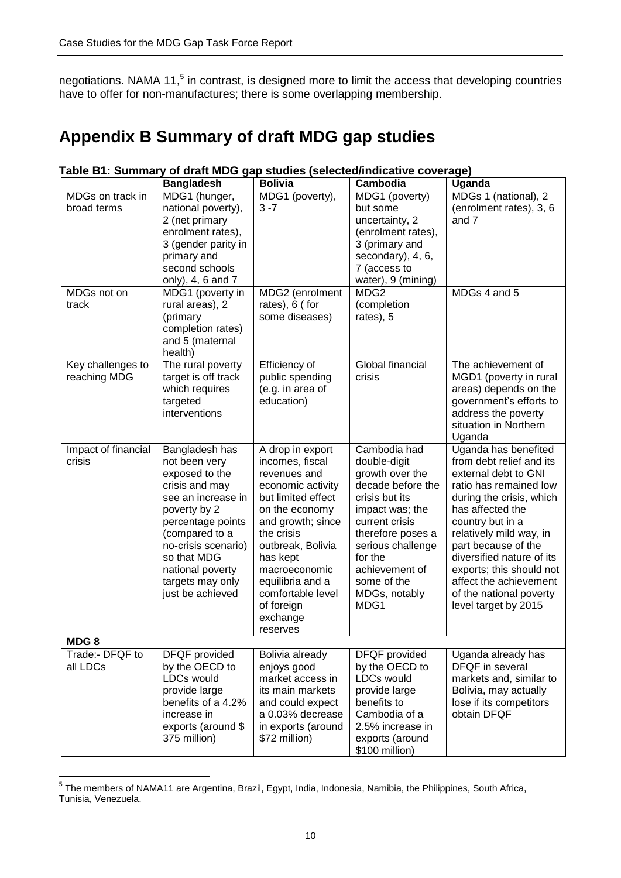negotiations. NAMA 11,[5] in contrast, is designed more to limit the access that developing countries have to offer for non-manufactures; there is some overlapping membership.

# Appendix B Summary of draft MDG gap studies

**Table B1: Summary of draft MDG gap studies (selected/indicative coverage)**

| | **Bangladesh** | **Bolivia** | **Cambodia** | **Uganda** |
|---|---|---|---|---|
| MDGs on track in broad terms | MDG1 (hunger, national poverty), 2 (net primary enrolment rates), 3 (gender parity in primary and second schools only), 4, 6 and 7 | MDG1 (poverty), 3 -7 | MDG1 (poverty) but some uncertainty, 2 (enrolment rates), 3 (primary and secondary), 4, 6, 7 (access to water), 9 (mining) | MDGs 1 (national), 2 (enrolment rates), 3, 6 and 7 |
| MDGs not on track | MDG1 (poverty in rural areas), 2 (primary completion rates) and 5 (maternal health) | MDG2 (enrolment rates), 6 ( for some diseases) | MDG2 (completion rates), 5 | MDGs 4 and 5 |
| Key challenges to reaching MDG | The rural poverty target is off track which requires targeted interventions | Efficiency of public spending (e.g. in area of education) | Global financial crisis | The achievement of MGD1 (poverty in rural areas) depends on the government's efforts to address the poverty situation in Northern Uganda |
| Impact of financial crisis | Bangladesh has not been very exposed to the crisis and may see an increase in poverty by 2 percentage points (compared to a no-crisis scenario) so that MDG national poverty targets may only just be achieved | A drop in export incomes, fiscal revenues and economic activity but limited effect on the economy and growth; since the crisis outbreak, Bolivia has kept macroeconomic equilibria and a comfortable level of foreign exchange reserves | Cambodia had double-digit growth over the decade before the crisis but its impact was; the current crisis therefore poses a serious challenge for the achievement of some of the MDGs, notably MDG1 | Uganda has benefited from debt relief and its external debt to GNI ratio has remained low during the crisis, which has affected the country but in a relatively mild way, in part because of the diversified nature of its exports; this should not affect the achievement of the national poverty level target by 2015 |
| **MDG 8** | | | | |
| Trade:- DFQF to all LDCs | DFQF provided by the OECD to LDCs would provide large benefits of a 4.2% increase in exports (around $ 375 million) | Bolivia already enjoys good market access in its main markets and could expect a 0.03% decrease in exports (around $72 million) | DFQF provided by the OECD to LDCs would provide large benefits to Cambodia of a 2.5% increase in exports (around $100 million) | Uganda already has DFQF in several markets and, similar to Bolivia, may actually lose if its competitors obtain DFQF |

[5] The members of NAMA11 are Argentina, Brazil, Egypt, India, Indonesia, Namibia, the Philippines, South Africa, Tunisia, Venezuela.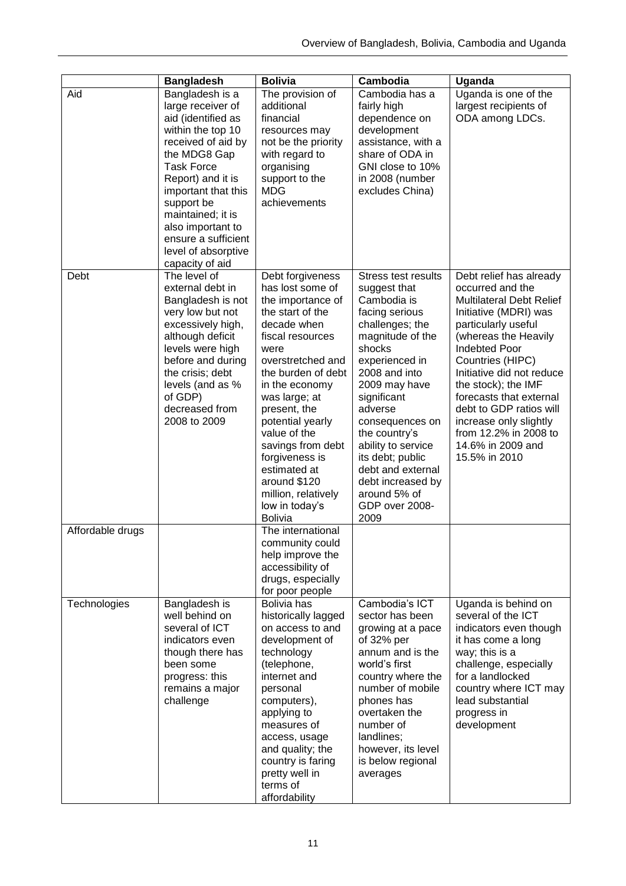| | Bangladesh | Bolivia | Cambodia | Uganda |
|---|---|---|---|---|
| Aid | Bangladesh is a large receiver of aid (identified as within the top 10 received of aid by the MDG8 Gap Task Force Report) and it is important that this support be maintained; it is also important to ensure a sufficient level of absorptive capacity of aid | The provision of additional financial resources may not be the priority with regard to organising support to the MDG achievements | Cambodia has a fairly high dependence on development assistance, with a share of ODA in GNI close to 10% in 2008 (number excludes China) | Uganda is one of the largest recipients of ODA among LDCs. |
| Debt | The level of external debt in Bangladesh is not very low but not excessively high, although deficit levels were high before and during the crisis; debt levels (and as % of GDP) decreased from 2008 to 2009 | Debt forgiveness has lost some of the importance of the start of the decade when fiscal resources were overstretched and the burden of debt in the economy was large; at present, the potential yearly value of the savings from debt forgiveness is estimated at around $120 million, relatively low in today's Bolivia | Stress test results suggest that Cambodia is facing serious challenges; the magnitude of the shocks experienced in 2008 and into 2009 may have significant adverse consequences on the country's ability to service its debt; public debt and external debt increased by around 5% of GDP over 2008-2009 | Debt relief has already occurred and the Multilateral Debt Relief Initiative (MDRI) was particularly useful (whereas the Heavily Indebted Poor Countries (HIPC) Initiative did not reduce the stock); the IMF forecasts that external debt to GDP ratios will increase only slightly from 12.2% in 2008 to 14.6% in 2009 and 15.5% in 2010 |
| Affordable drugs | | The international community could help improve the accessibility of drugs, especially for poor people | | |
| Technologies | Bangladesh is well behind on several of ICT indicators even though there has been some progress: this remains a major challenge | Bolivia has historically lagged on access to and development of technology (telephone, internet and personal computers), applying to measures of access, usage and quality; the country is faring pretty well in terms of affordability | Cambodia's ICT sector has been growing at a pace of 32% per annum and is the world's first country where the number of mobile phones has overtaken the number of landlines; however, its level is below regional averages | Uganda is behind on several of the ICT indicators even though it has come a long way; this is a challenge, especially for a landlocked country where ICT may lead substantial progress in development |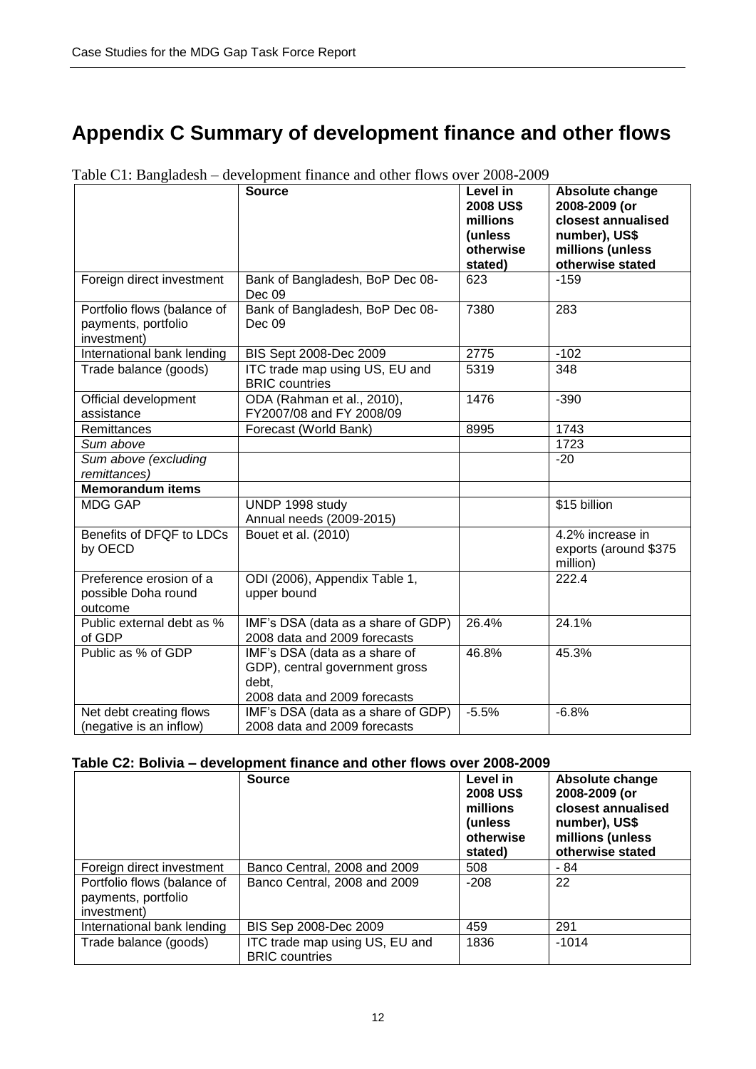# Appendix C Summary of development finance and other flows

Table C1: Bangladesh – development finance and other flows over 2008-2009

| | Source | Level in 2008 US$ millions (unless otherwise stated) | Absolute change 2008-2009 (or closest annualised number), US$ millions (unless otherwise stated |
|---|---|---|---|
| Foreign direct investment | Bank of Bangladesh, BoP Dec 08-Dec 09 | 623 | -159 |
| Portfolio flows (balance of payments, portfolio investment) | Bank of Bangladesh, BoP Dec 08-Dec 09 | 7380 | 283 |
| International bank lending | BIS Sept 2008-Dec 2009 | 2775 | -102 |
| Trade balance (goods) | ITC trade map using US, EU and BRIC countries | 5319 | 348 |
| Official development assistance | ODA (Rahman et al., 2010), FY2007/08 and FY 2008/09 | 1476 | -390 |
| Remittances | Forecast (World Bank) | 8995 | 1743 |
| *Sum above* | | | 1723 |
| *Sum above (excluding remittances)* | | | -20 |
| **Memorandum items** | | | |
| MDG GAP | UNDP 1998 study Annual needs (2009-2015) | | $15 billion |
| Benefits of DFQF to LDCs by OECD | Bouet et al. (2010) | | 4.2% increase in exports (around $375 million) |
| Preference erosion of a possible Doha round outcome | ODI (2006), Appendix Table 1, upper bound | | 222.4 |
| Public external debt as % of GDP | IMF's DSA (data as a share of GDP) 2008 data and 2009 forecasts | 26.4% | 24.1% |
| Public as % of GDP | IMF's DSA (data as a share of GDP), central government gross debt, 2008 data and 2009 forecasts | 46.8% | 45.3% |
| Net debt creating flows (negative is an inflow) | IMF's DSA (data as a share of GDP) 2008 data and 2009 forecasts | -5.5% | -6.8% |

**Table C2: Bolivia – development finance and other flows over 2008-2009**

| | Source | Level in 2008 US$ millions (unless otherwise stated) | Absolute change 2008-2009 (or closest annualised number), US$ millions (unless otherwise stated |
|---|---|---|---|
| Foreign direct investment | Banco Central, 2008 and 2009 | 508 | - 84 |
| Portfolio flows (balance of payments, portfolio investment) | Banco Central, 2008 and 2009 | -208 | 22 |
| International bank lending | BIS Sep 2008-Dec 2009 | 459 | 291 |
| Trade balance (goods) | ITC trade map using US, EU and BRIC countries | 1836 | -1014 |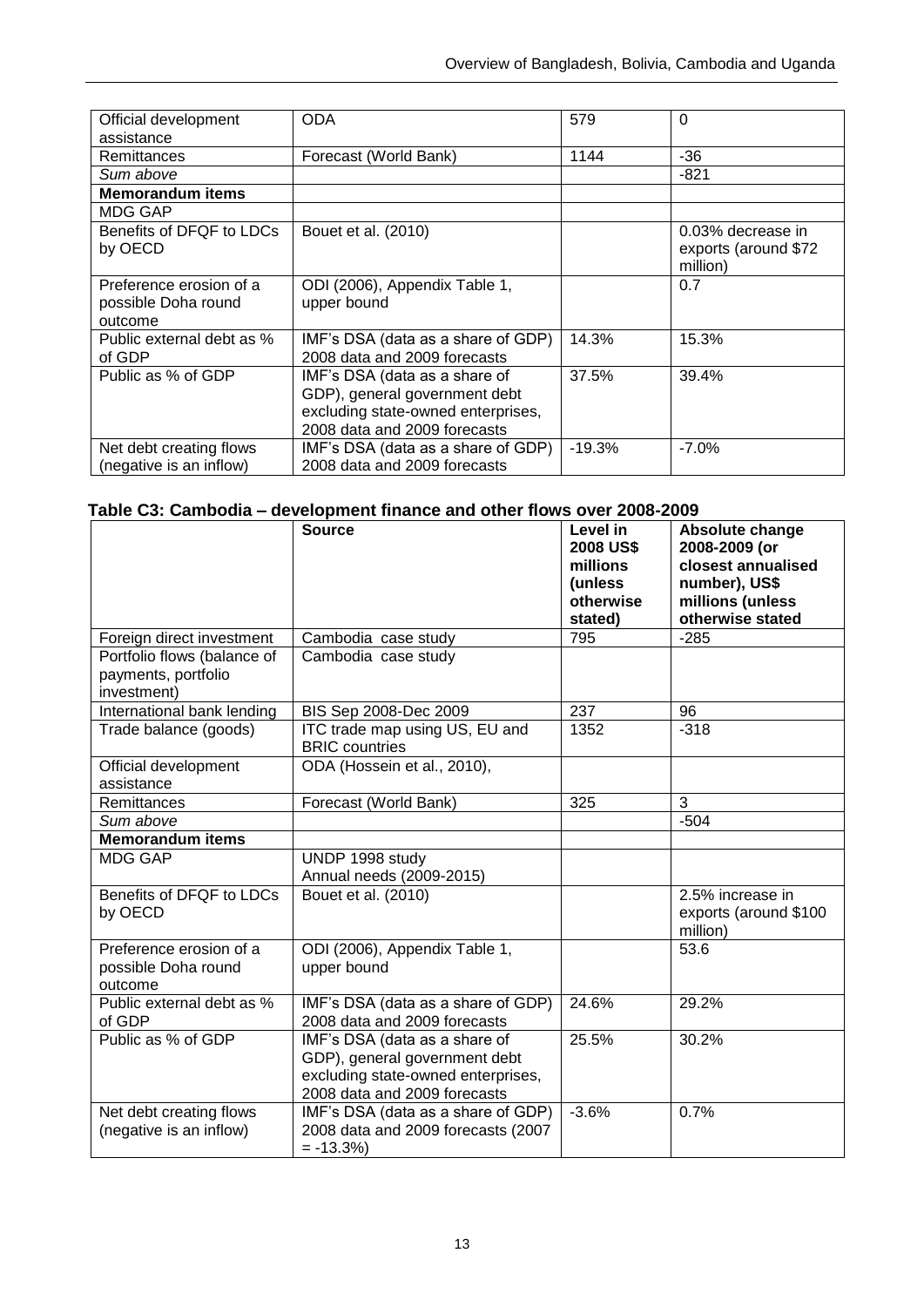| | | | |
|---|---|---|---|
| Official development assistance | ODA | 579 | 0 |
| Remittances | Forecast (World Bank) | 1144 | -36 |
| *Sum above* | | | -821 |
| **Memorandum items** | | | |
| MDG GAP | | | |
| Benefits of DFQF to LDCs by OECD | Bouet et al. (2010) | | 0.03% decrease in exports (around $72 million) |
| Preference erosion of a possible Doha round outcome | ODI (2006), Appendix Table 1, upper bound | | 0.7 |
| Public external debt as % of GDP | IMF's DSA (data as a share of GDP) 2008 data and 2009 forecasts | 14.3% | 15.3% |
| Public as % of GDP | IMF's DSA (data as a share of GDP), general government debt excluding state-owned enterprises, 2008 data and 2009 forecasts | 37.5% | 39.4% |
| Net debt creating flows (negative is an inflow) | IMF's DSA (data as a share of GDP) 2008 data and 2009 forecasts | -19.3% | -7.0% |

**Table C3: Cambodia – development finance and other flows over 2008-2009**

| | Source | Level in 2008 US$ millions (unless otherwise stated) | Absolute change 2008-2009 (or closest annualised number), US$ millions (unless otherwise stated |
|---|---|---|---|
| Foreign direct investment | Cambodia case study | 795 | -285 |
| Portfolio flows (balance of payments, portfolio investment) | Cambodia case study | | |
| International bank lending | BIS Sep 2008-Dec 2009 | 237 | 96 |
| Trade balance (goods) | ITC trade map using US, EU and BRIC countries | 1352 | -318 |
| Official development assistance | ODA (Hossein et al., 2010), | | |
| Remittances | Forecast (World Bank) | 325 | 3 |
| *Sum above* | | | -504 |
| **Memorandum items** | | | |
| MDG GAP | UNDP 1998 study Annual needs (2009-2015) | | |
| Benefits of DFQF to LDCs by OECD | Bouet et al. (2010) | | 2.5% increase in exports (around $100 million) |
| Preference erosion of a possible Doha round outcome | ODI (2006), Appendix Table 1, upper bound | | 53.6 |
| Public external debt as % of GDP | IMF's DSA (data as a share of GDP) 2008 data and 2009 forecasts | 24.6% | 29.2% |
| Public as % of GDP | IMF's DSA (data as a share of GDP), general government debt excluding state-owned enterprises, 2008 data and 2009 forecasts | 25.5% | 30.2% |
| Net debt creating flows (negative is an inflow) | IMF's DSA (data as a share of GDP) 2008 data and 2009 forecasts (2007 = -13.3%) | -3.6% | 0.7% |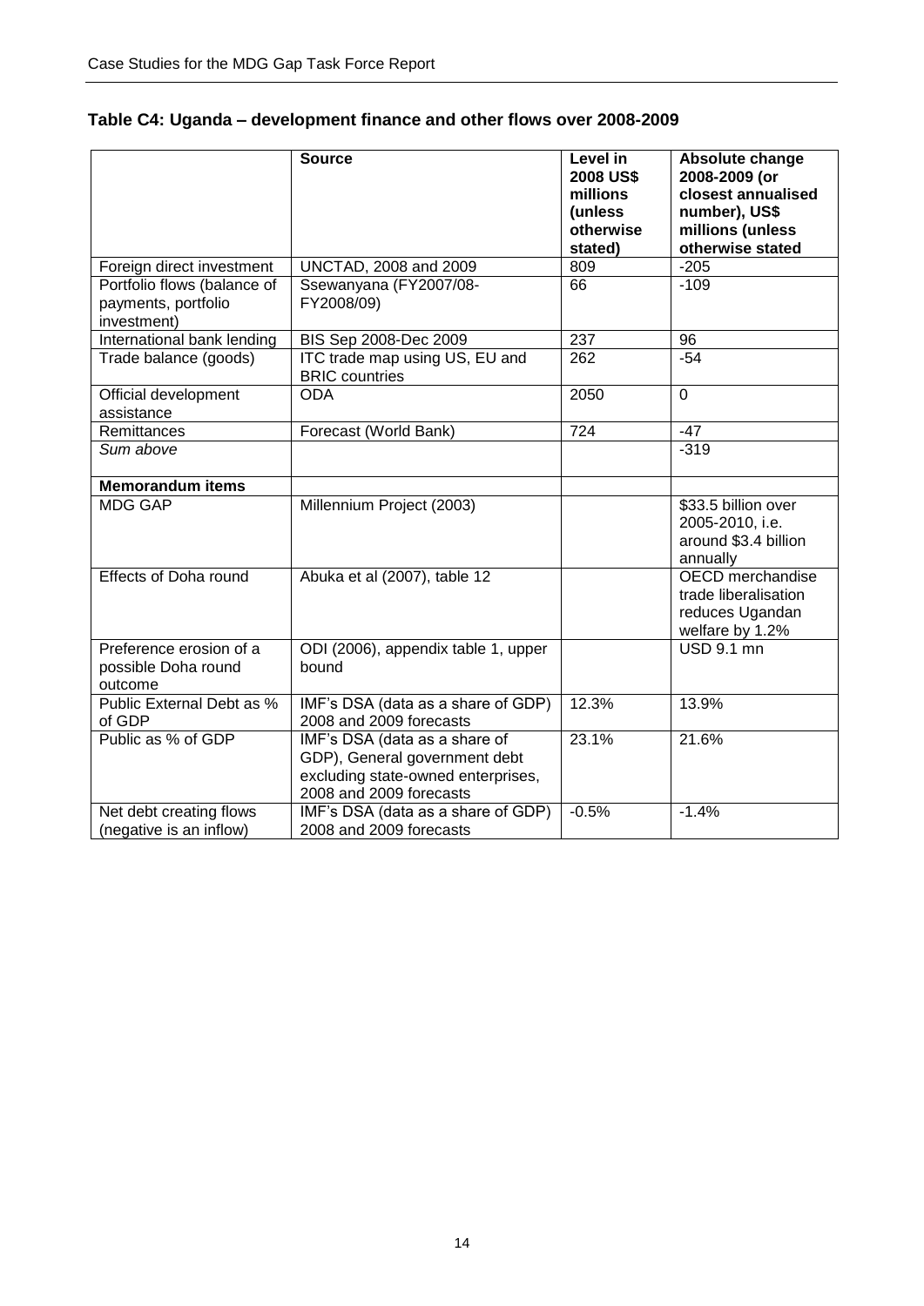## Table C4: Uganda – development finance and other flows over 2008-2009

| | Source | Level in 2008 US$ millions (unless otherwise stated) | Absolute change 2008-2009 (or closest annualised number), US$ millions (unless otherwise stated |
|---|---|---|---|
| Foreign direct investment | UNCTAD, 2008 and 2009 | 809 | -205 |
| Portfolio flows (balance of payments, portfolio investment) | Ssewanyana (FY2007/08-FY2008/09) | 66 | -109 |
| International bank lending | BIS Sep 2008-Dec 2009 | 237 | 96 |
| Trade balance (goods) | ITC trade map using US, EU and BRIC countries | 262 | -54 |
| Official development assistance | ODA | 2050 | 0 |
| Remittances | Forecast (World Bank) | 724 | -47 |
| *Sum above* | | | -319 |
| **Memorandum items** | | | |
| MDG GAP | Millennium Project (2003) | | $33.5 billion over 2005-2010, i.e. around $3.4 billion annually |
| Effects of Doha round | Abuka et al (2007), table 12 | | OECD merchandise trade liberalisation reduces Ugandan welfare by 1.2% |
| Preference erosion of a possible Doha round outcome | ODI (2006), appendix table 1, upper bound | | USD 9.1 mn |
| Public External Debt as % of GDP | IMF's DSA (data as a share of GDP) 2008 and 2009 forecasts | 12.3% | 13.9% |
| Public as % of GDP | IMF's DSA (data as a share of GDP), General government debt excluding state-owned enterprises, 2008 and 2009 forecasts | 23.1% | 21.6% |
| Net debt creating flows (negative is an inflow) | IMF's DSA (data as a share of GDP) 2008 and 2009 forecasts | -0.5% | -1.4% |